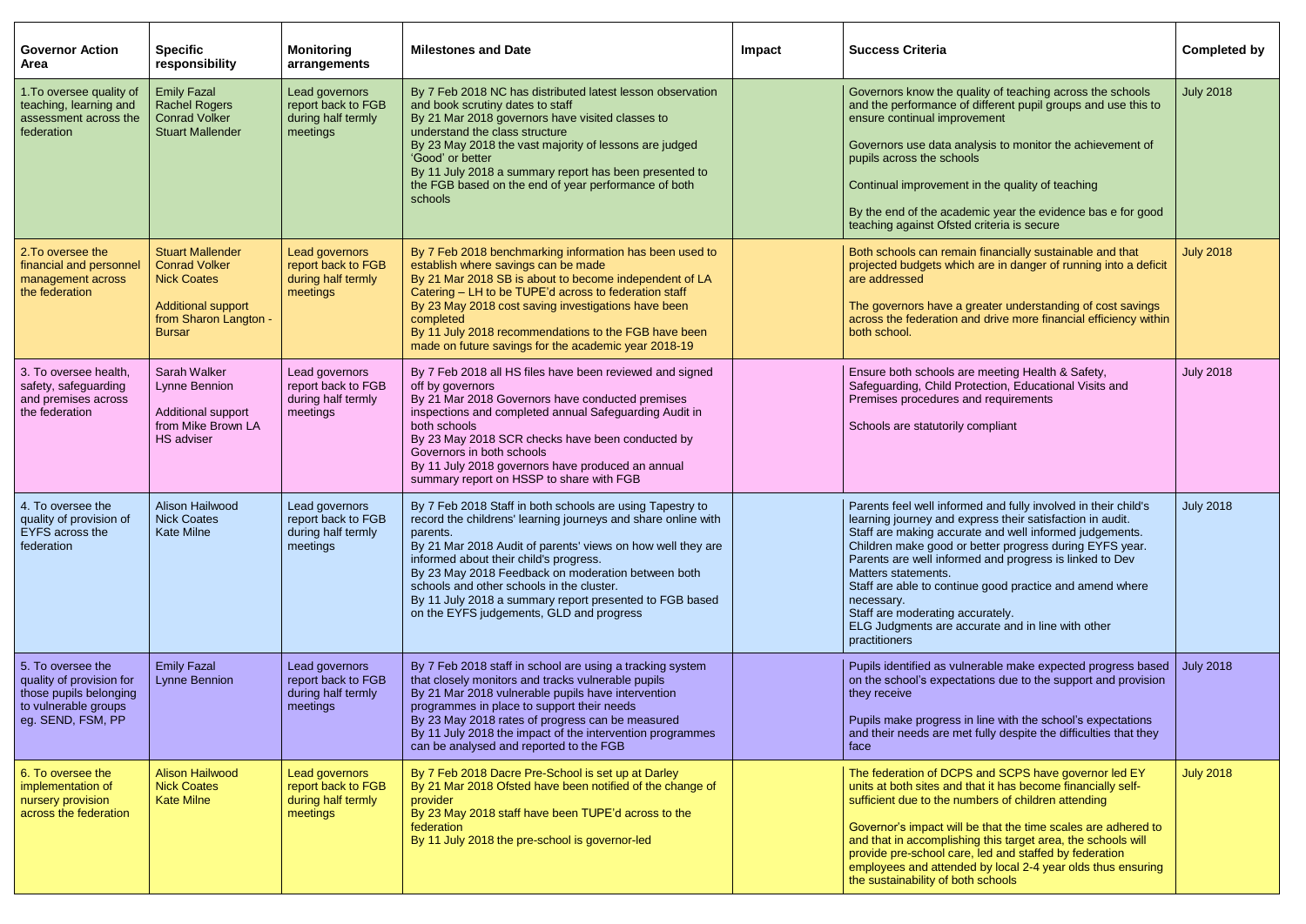| Governor Action Area | Specific responsibility | Monitoring arrangements | Milestones and Date | Impact | Success Criteria | Completed by |
|---|---|---|---|---|---|---|
| 1.To oversee quality of teaching, learning and assessment across the federation | Emily Fazal<br>Rachel Rogers<br>Conrad Volker<br>Stuart Mallender | Lead governors report back to FGB during half termly meetings | By 7 Feb 2018 NC has distributed latest lesson observation and book scrutiny dates to staff<br>By 21 Mar 2018 governors have visited classes to understand the class structure<br>By 23 May 2018 the vast majority of lessons are judged 'Good' or better<br>By 11 July 2018 a summary report has been presented to the FGB based on the end of year performance of both schools | | Governors know the quality of teaching across the schools and the performance of different pupil groups and use this to ensure continual improvement<br><br>Governors use data analysis to monitor the achievement of pupils across the schools<br><br>Continual improvement in the quality of teaching<br><br>By the end of the academic year the evidence bas e for good teaching against Ofsted criteria is secure | July 2018 |
| 2.To oversee the financial and personnel management across the federation | Stuart Mallender<br>Conrad Volker<br>Nick Coates<br><br>Additional support from Sharon Langton - Bursar | Lead governors report back to FGB during half termly meetings | By 7 Feb 2018 benchmarking information has been used to establish where savings can be made<br>By 21 Mar 2018 SB is about to become independent of LA Catering – LH to be TUPE'd across to federation staff<br>By 23 May 2018 cost saving investigations have been completed<br>By 11 July 2018 recommendations to the FGB have been made on future savings for the academic year 2018-19 | | Both schools can remain financially sustainable and that projected budgets which are in danger of running into a deficit are addressed<br><br>The governors have a greater understanding of cost savings across the federation and drive more financial efficiency within both school. | July 2018 |
| 3. To oversee health, safety, safeguarding and premises across the federation | Sarah Walker<br>Lynne Bennion<br><br>Additional support from Mike Brown LA HS adviser | Lead governors report back to FGB during half termly meetings | By 7 Feb 2018 all HS files have been reviewed and signed off by governors<br>By 21 Mar 2018 Governors have conducted premises inspections and completed annual Safeguarding Audit in both schools<br>By 23 May 2018 SCR checks have been conducted by Governors in both schools<br>By 11 July 2018 governors have produced an annual summary report on HSSP to share with FGB | | Ensure both schools are meeting Health & Safety, Safeguarding, Child Protection, Educational Visits and Premises procedures and requirements<br><br>Schools are statutorily compliant | July 2018 |
| 4. To oversee the quality of provision of EYFS across the federation | Alison Hailwood<br>Nick Coates<br>Kate Milne | Lead governors report back to FGB during half termly meetings | By 7 Feb 2018 Staff in both schools are using Tapestry to record the childrens' learning journeys and share online with parents.<br>By 21 Mar 2018 Audit of parents' views on how well they are informed about their child's progress.<br>By 23 May 2018 Feedback on moderation between both schools and other schools in the cluster.<br>By 11 July 2018 a summary report presented to FGB based on the EYFS judgements, GLD and progress | | Parents feel well informed and fully involved in their child's learning journey and express their satisfaction in audit.<br>Staff are making accurate and well informed judgements.<br>Children make good or better progress during EYFS year.<br>Parents are well informed and progress is linked to Dev Matters statements.<br>Staff are able to continue good practice and amend where necessary.<br>Staff are moderating accurately.<br>ELG Judgments are accurate and in line with other practitioners | July 2018 |
| 5. To oversee the quality of provision for those pupils belonging to vulnerable groups eg. SEND, FSM, PP | Emily Fazal<br>Lynne Bennion | Lead governors report back to FGB during half termly meetings | By 7 Feb 2018 staff in school are using a tracking system that closely monitors and tracks vulnerable pupils<br>By 21 Mar 2018 vulnerable pupils have intervention programmes in place to support their needs<br>By 23 May 2018 rates of progress can be measured<br>By 11 July 2018 the impact of the intervention programmes can be analysed and reported to the FGB | | Pupils identified as vulnerable make expected progress based on the school's expectations due to the support and provision they receive<br><br>Pupils make progress in line with the school's expectations and their needs are met fully despite the difficulties that they face | July 2018 |
| 6. To oversee the implementation of nursery provision across the federation | Alison Hailwood<br>Nick Coates<br>Kate Milne | Lead governors report back to FGB during half termly meetings | By 7 Feb 2018 Dacre Pre-School is set up at Darley<br>By 21 Mar 2018 Ofsted have been notified of the change of provider<br>By 23 May 2018 staff have been TUPE'd across to the federation<br>By 11 July 2018 the pre-school is governor-led | | The federation of DCPS and SCPS have governor led EY units at both sites and that it has become financially self-sufficient due to the numbers of children attending<br><br>Governor's impact will be that the time scales are adhered to and that in accomplishing this target area, the schools will provide pre-school care, led and staffed by federation employees and attended by local 2-4 year olds thus ensuring the sustainability of both schools | July 2018 |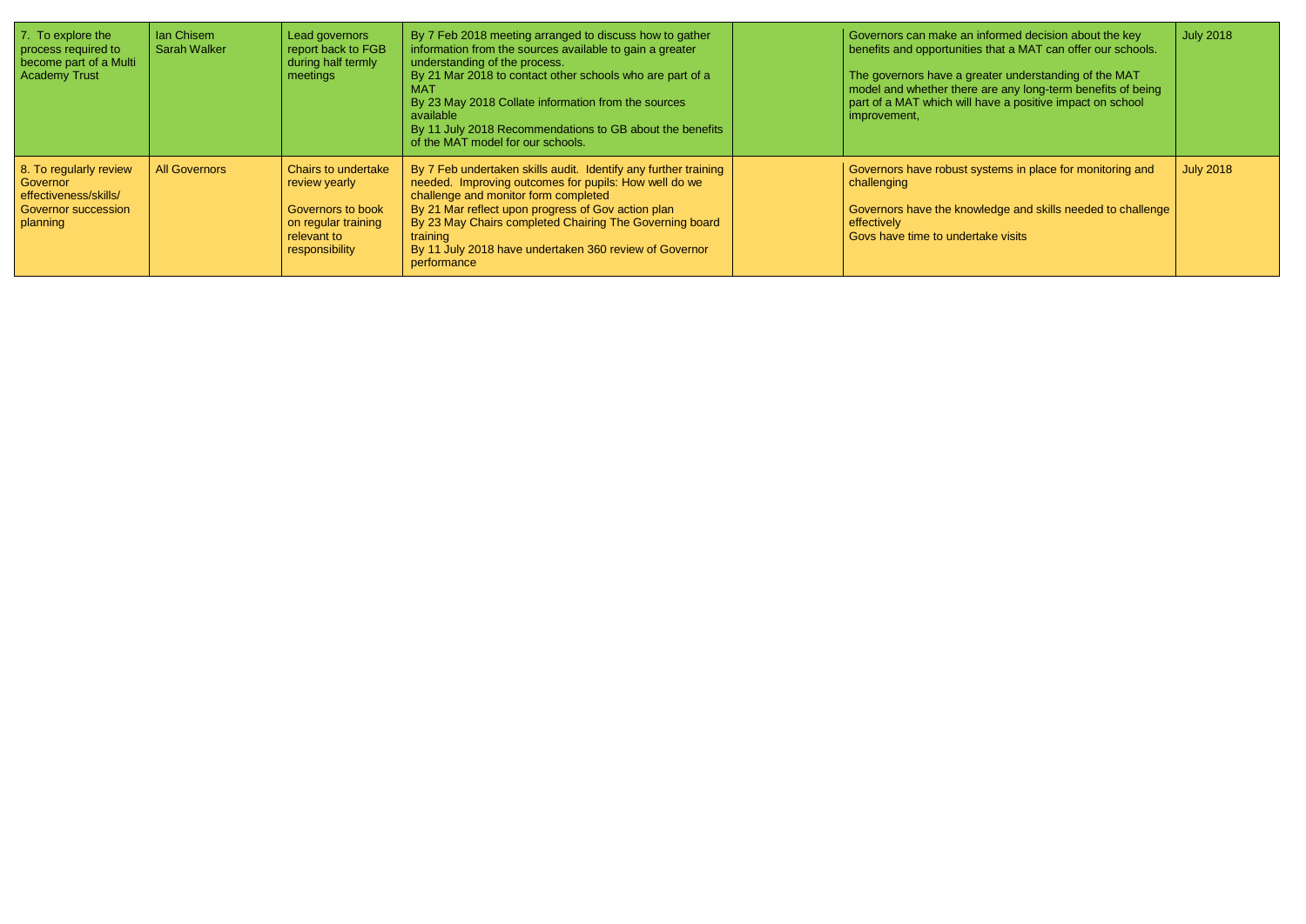| | | | | | | |
|---|---|---|---|---|---|---|
| 7. To explore the process required to become part of a Multi Academy Trust | Ian Chisem Sarah Walker | Lead governors report back to FGB during half termly meetings | By 7 Feb 2018 meeting arranged to discuss how to gather information from the sources available to gain a greater understanding of the process.<br>By 21 Mar 2018 to contact other schools who are part of a MAT<br>By 23 May 2018 Collate information from the sources available<br>By 11 July 2018 Recommendations to GB about the benefits of the MAT model for our schools. | | Governors can make an informed decision about the key benefits and opportunities that a MAT can offer our schools.<br><br>The governors have a greater understanding of the MAT model and whether there are any long-term benefits of being part of a MAT which will have a positive impact on school improvement, | July 2018 |
| 8. To regularly review Governor effectiveness/skills/ Governor succession planning | All Governors | Chairs to undertake review yearly<br><br>Governors to book on regular training relevant to responsibility | By 7 Feb undertaken skills audit. Identify any further training needed. Improving outcomes for pupils: How well do we challenge and monitor form completed<br>By 21 Mar reflect upon progress of Gov action plan<br>By 23 May Chairs completed Chairing The Governing board training<br>By 11 July 2018 have undertaken 360 review of Governor performance | | Governors have robust systems in place for monitoring and challenging<br><br>Governors have the knowledge and skills needed to challenge effectively<br>Govs have time to undertake visits | July 2018 |